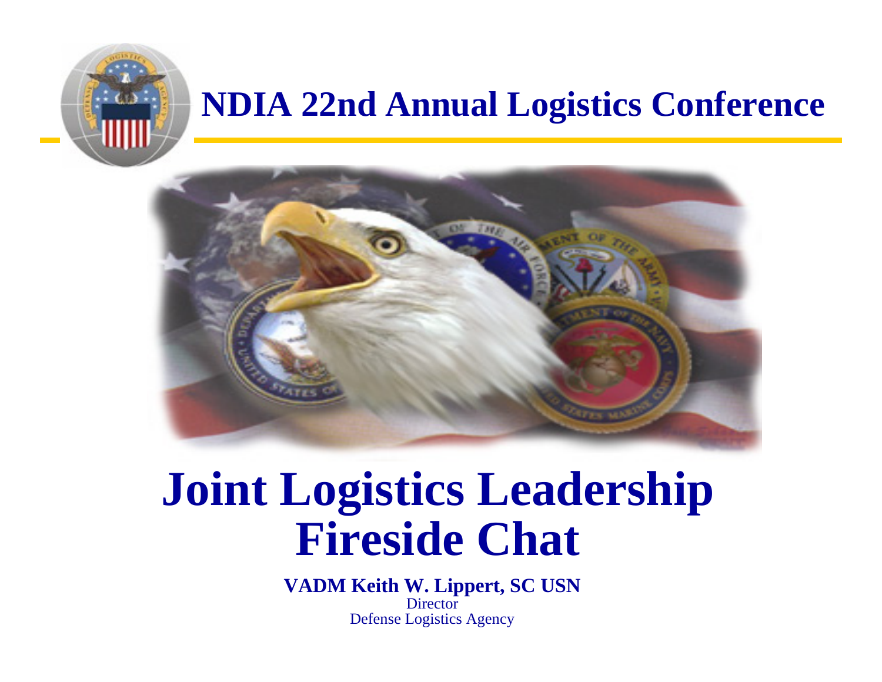# NDIA 22nd Annual Logistics Conference

# Joint Logistics Leadership Fireside Chat

**VADM Keith W. Lippert, SC USN**

Director

Defense Logistics Agency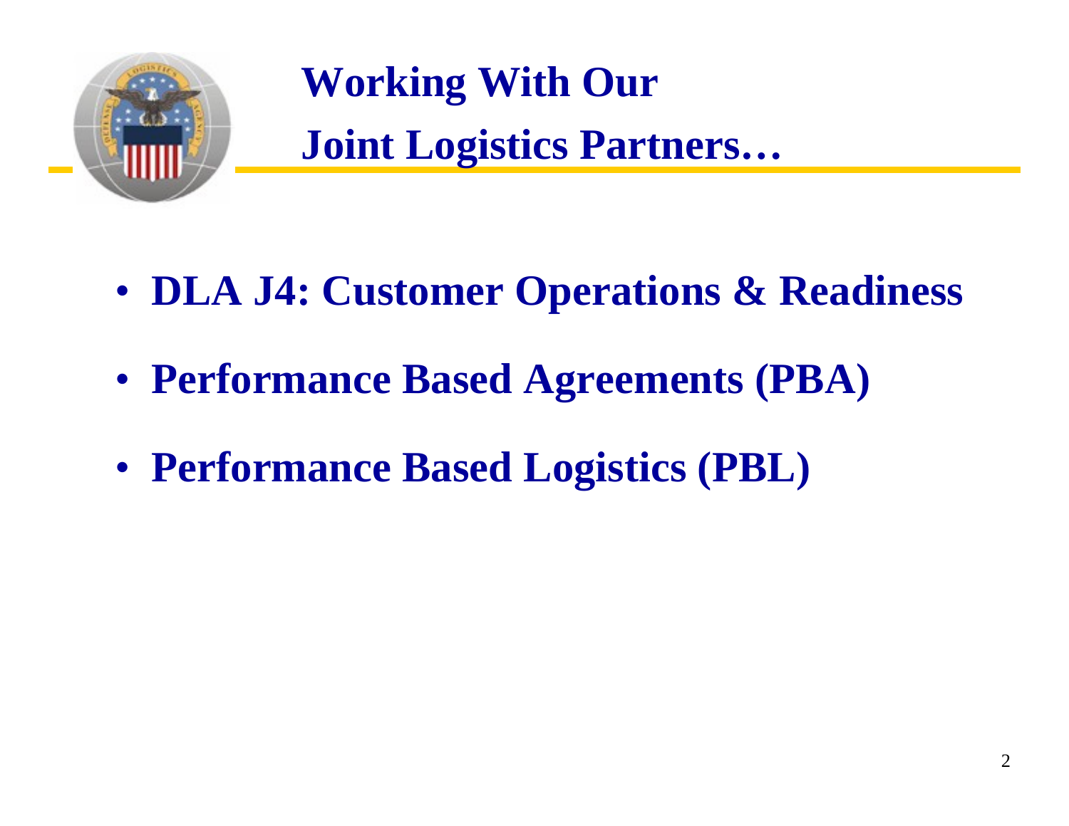# Working With Our Joint Logistics Partners…

- **DLA J4: Customer Operations & Readiness**
- **Performance Based Agreements (PBA)**
- **Performance Based Logistics (PBL)**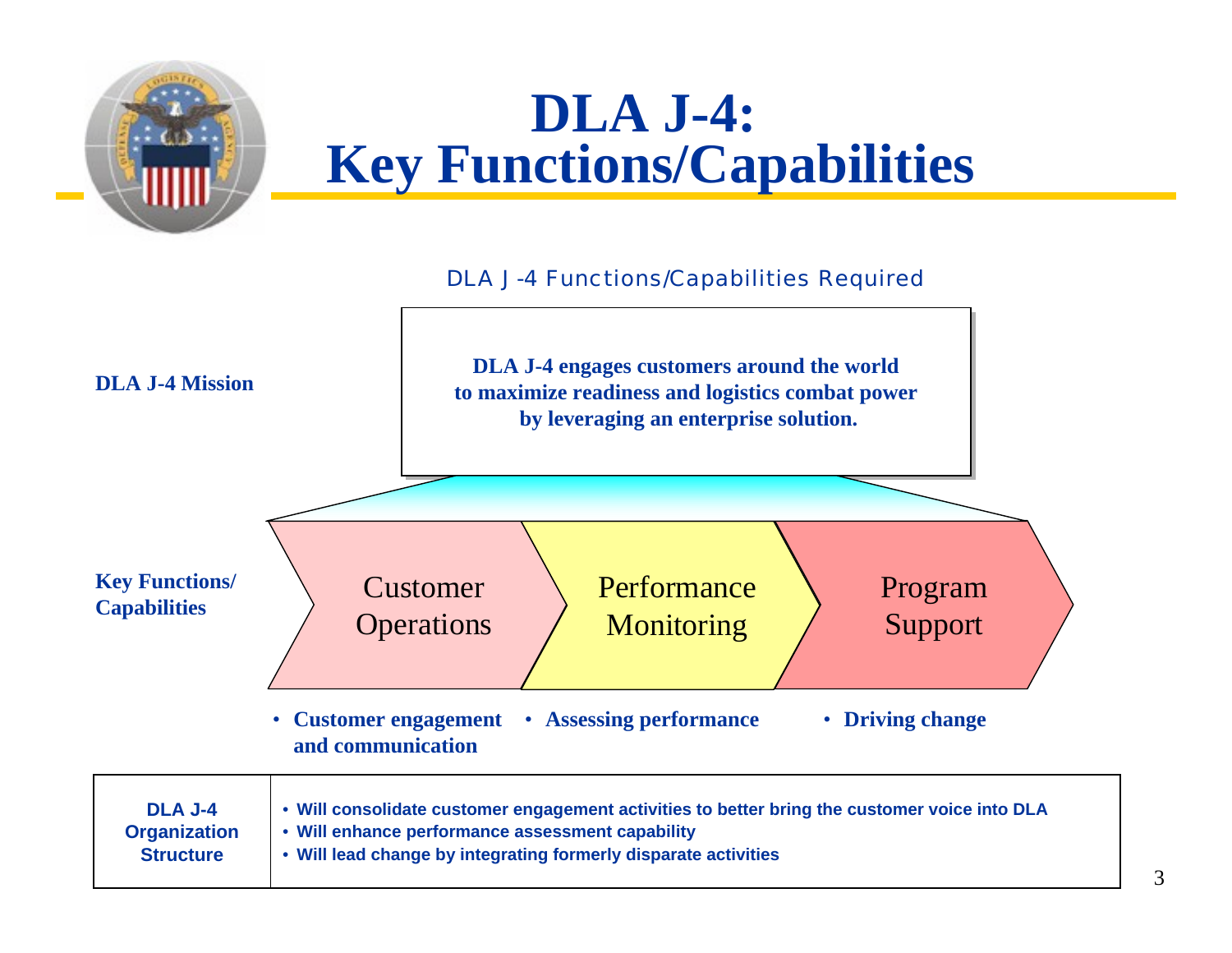# DLA J-4: Key Functions/Capabilities

DLA J-4 Functions/Capabilities Required

**DLA J-4 Mission**

**DLA J-4 engages customers around the world to maximize readiness and logistics combat power by leveraging an enterprise solution.**

**Key Functions/ Capabilities**

| Customer Operations | Performance Monitoring | Program Support |
|---|---|---|
| **Customer engagement and communication** | **Assessing performance** | **Driving change** |

| DLA J-4 Organization Structure | |
|---|---|
| **DLA J-4 Organization Structure** | • **Will consolidate customer engagement activities to better bring the customer voice into DLA**<br>• **Will enhance performance assessment capability**<br>• **Will lead change by integrating formerly disparate activities** |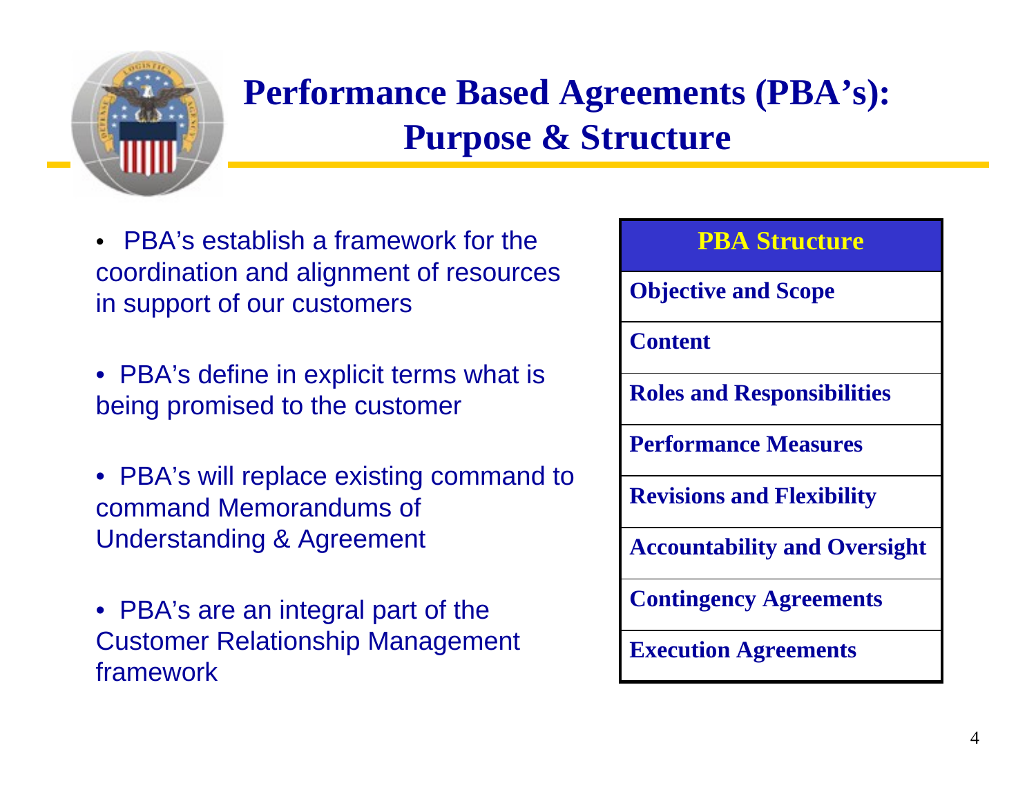# Performance Based Agreements (PBA's): Purpose & Structure

- PBA's establish a framework for the coordination and alignment of resources in support of our customers
- PBA's define in explicit terms what is being promised to the customer
- PBA's will replace existing command to command Memorandums of Understanding & Agreement
- PBA's are an integral part of the Customer Relationship Management framework

| PBA Structure |
|---|
| **Objective and Scope** |
| **Content** |
| **Roles and Responsibilities** |
| **Performance Measures** |
| **Revisions and Flexibility** |
| **Accountability and Oversight** |
| **Contingency Agreements** |
| **Execution Agreements** |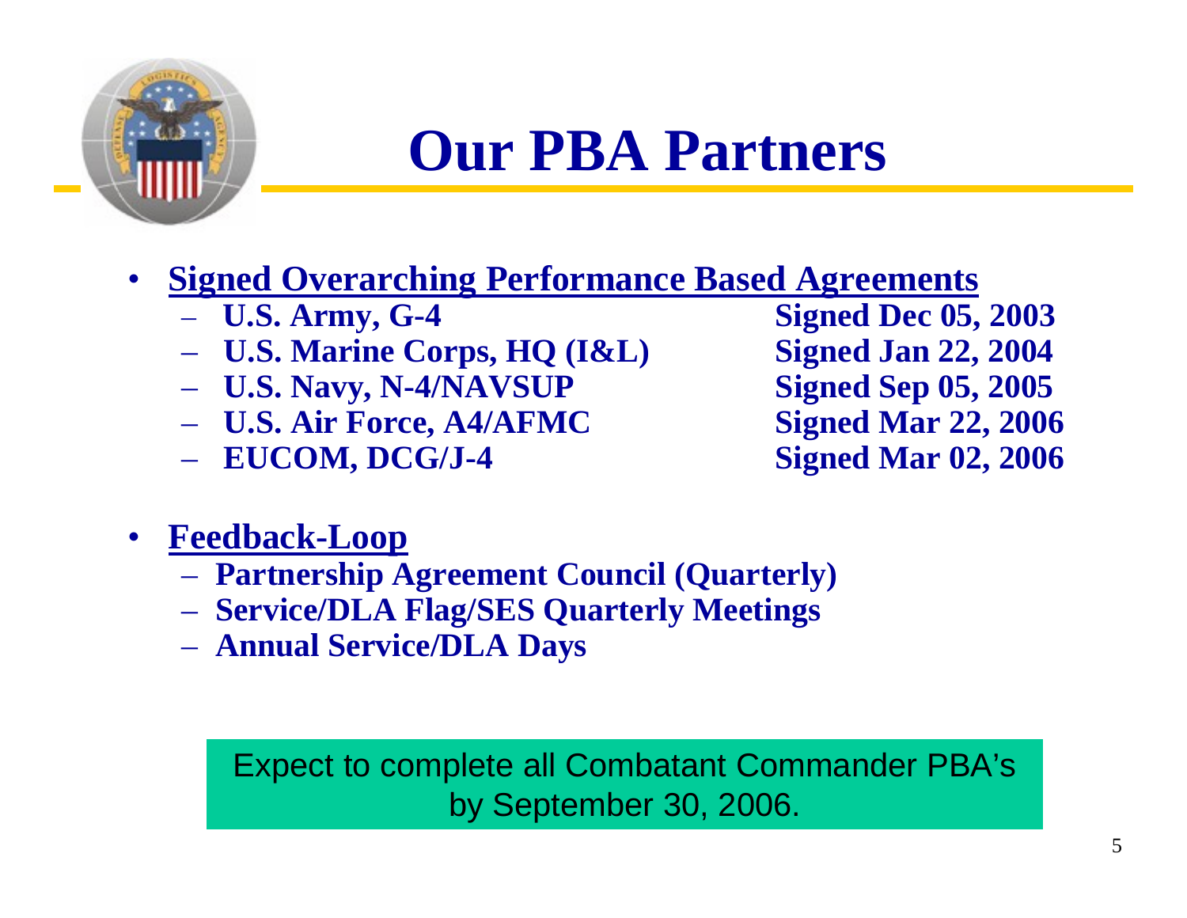# Our PBA Partners

- **Signed Overarching Performance Based Agreements**
  - **U.S. Army, G-4** — **Signed Dec 05, 2003**
  - **U.S. Marine Corps, HQ (I&L)** — **Signed Jan 22, 2004**
  - **U.S. Navy, N-4/NAVSUP** — **Signed Sep 05, 2005**
  - **U.S. Air Force, A4/AFMC** — **Signed Mar 22, 2006**
  - **EUCOM, DCG/J-4** — **Signed Mar 02, 2006**

- **Feedback-Loop**
  - **Partnership Agreement Council (Quarterly)**
  - **Service/DLA Flag/SES Quarterly Meetings**
  - **Annual Service/DLA Days**

Expect to complete all Combatant Commander PBA's by September 30, 2006.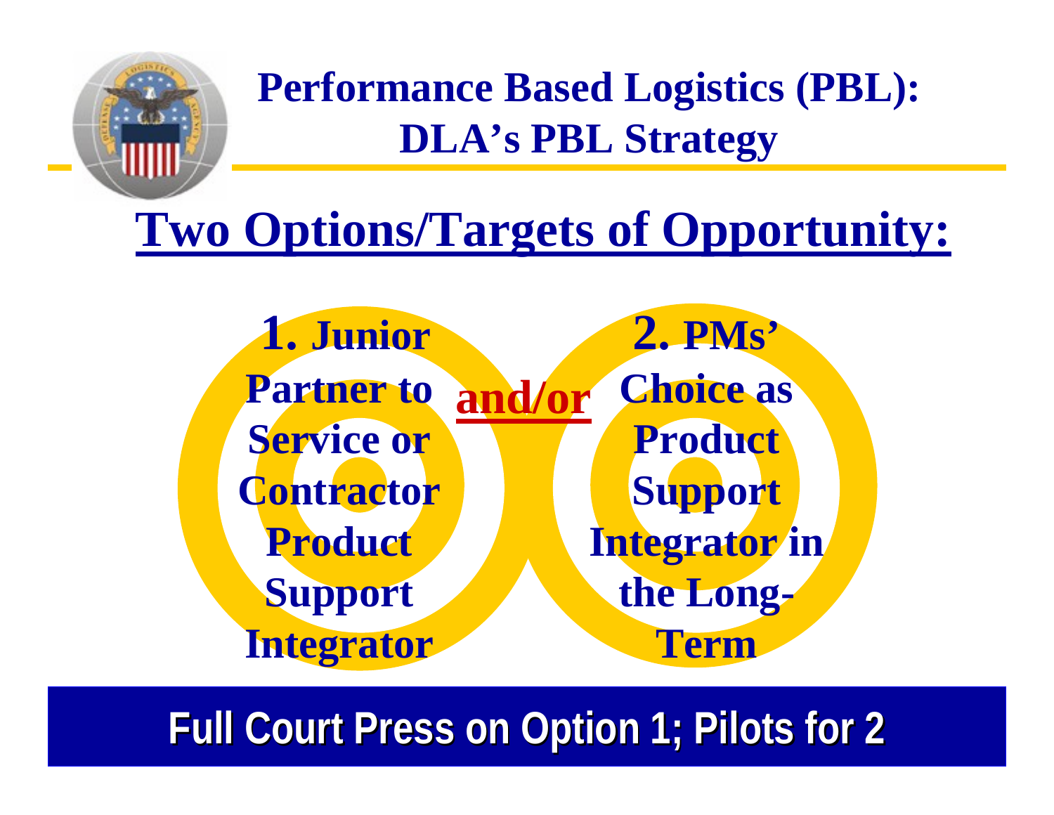# Performance Based Logistics (PBL): DLA's PBL Strategy

## Two Options/Targets of Opportunity:

**1. Junior Partner to Service or Contractor Product Support Integrator**

**and/or**

**2. PMs' Choice as Product Support Integrator in the Long-Term**

**Full Court Press on Option 1; Pilots for 2**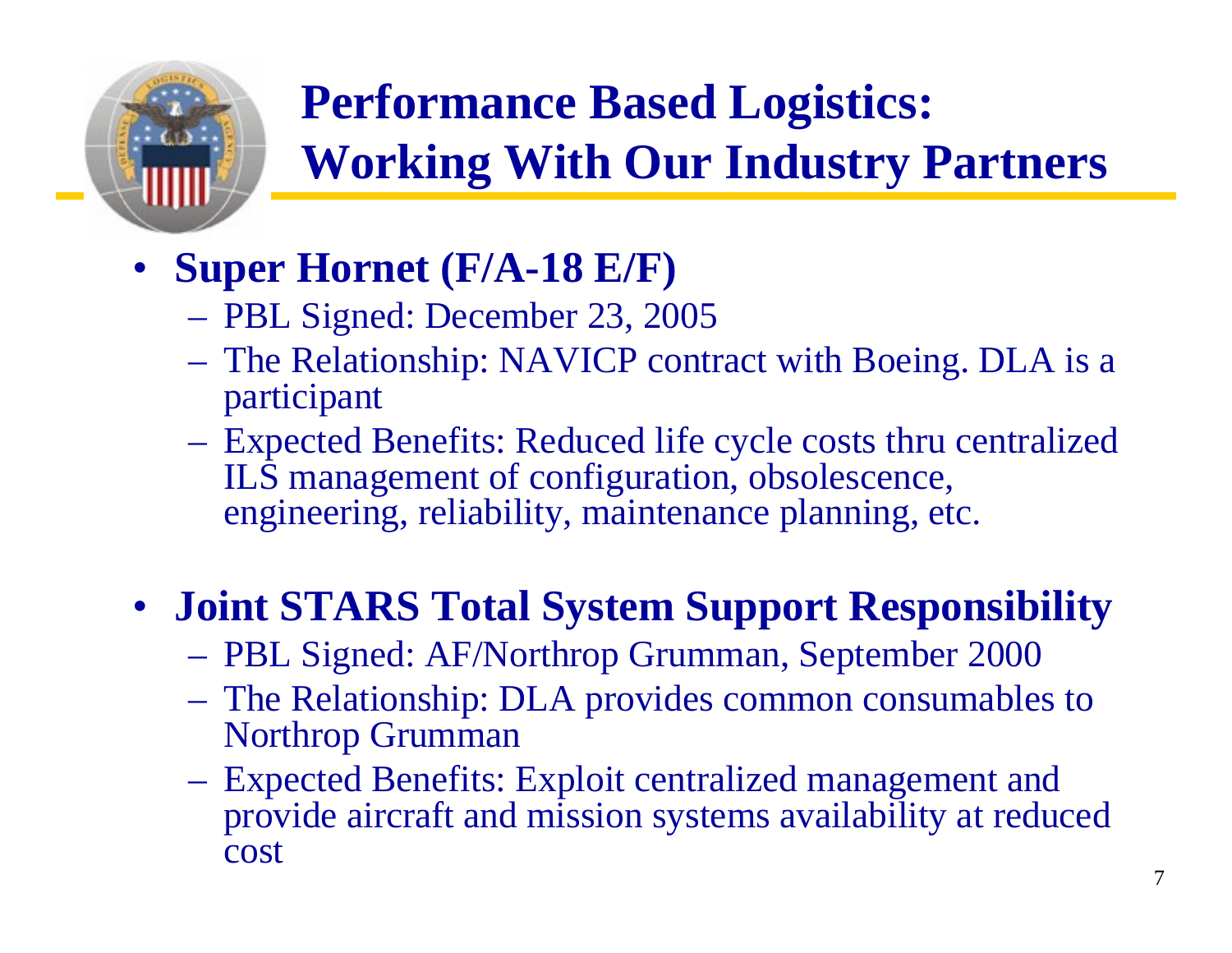# Performance Based Logistics: Working With Our Industry Partners

- **Super Hornet (F/A-18 E/F)**
  - PBL Signed: December 23, 2005
  - The Relationship: NAVICP contract with Boeing. DLA is a participant
  - Expected Benefits: Reduced life cycle costs thru centralized ILS management of configuration, obsolescence, engineering, reliability, maintenance planning, etc.

- **Joint STARS Total System Support Responsibility**
  - PBL Signed: AF/Northrop Grumman, September 2000
  - The Relationship: DLA provides common consumables to Northrop Grumman
  - Expected Benefits: Exploit centralized management and provide aircraft and mission systems availability at reduced cost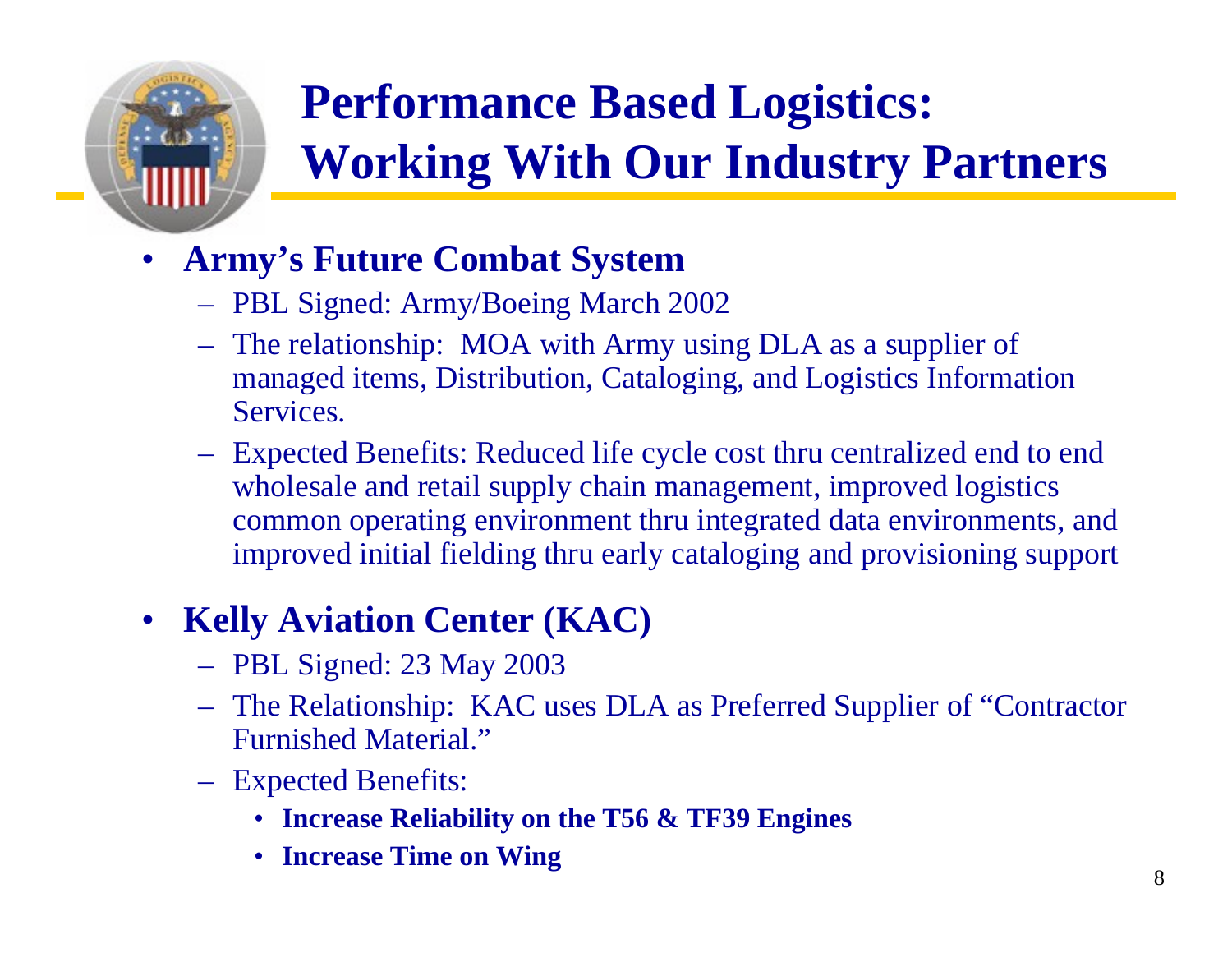# Performance Based Logistics: Working With Our Industry Partners

- **Army's Future Combat System**
  - PBL Signed: Army/Boeing March 2002
  - The relationship: MOA with Army using DLA as a supplier of managed items, Distribution, Cataloging, and Logistics Information Services.
  - Expected Benefits: Reduced life cycle cost thru centralized end to end wholesale and retail supply chain management, improved logistics common operating environment thru integrated data environments, and improved initial fielding thru early cataloging and provisioning support

- **Kelly Aviation Center (KAC)**
  - PBL Signed: 23 May 2003
  - The Relationship: KAC uses DLA as Preferred Supplier of "Contractor Furnished Material."
  - Expected Benefits:
    - **Increase Reliability on the T56 & TF39 Engines**
    - **Increase Time on Wing**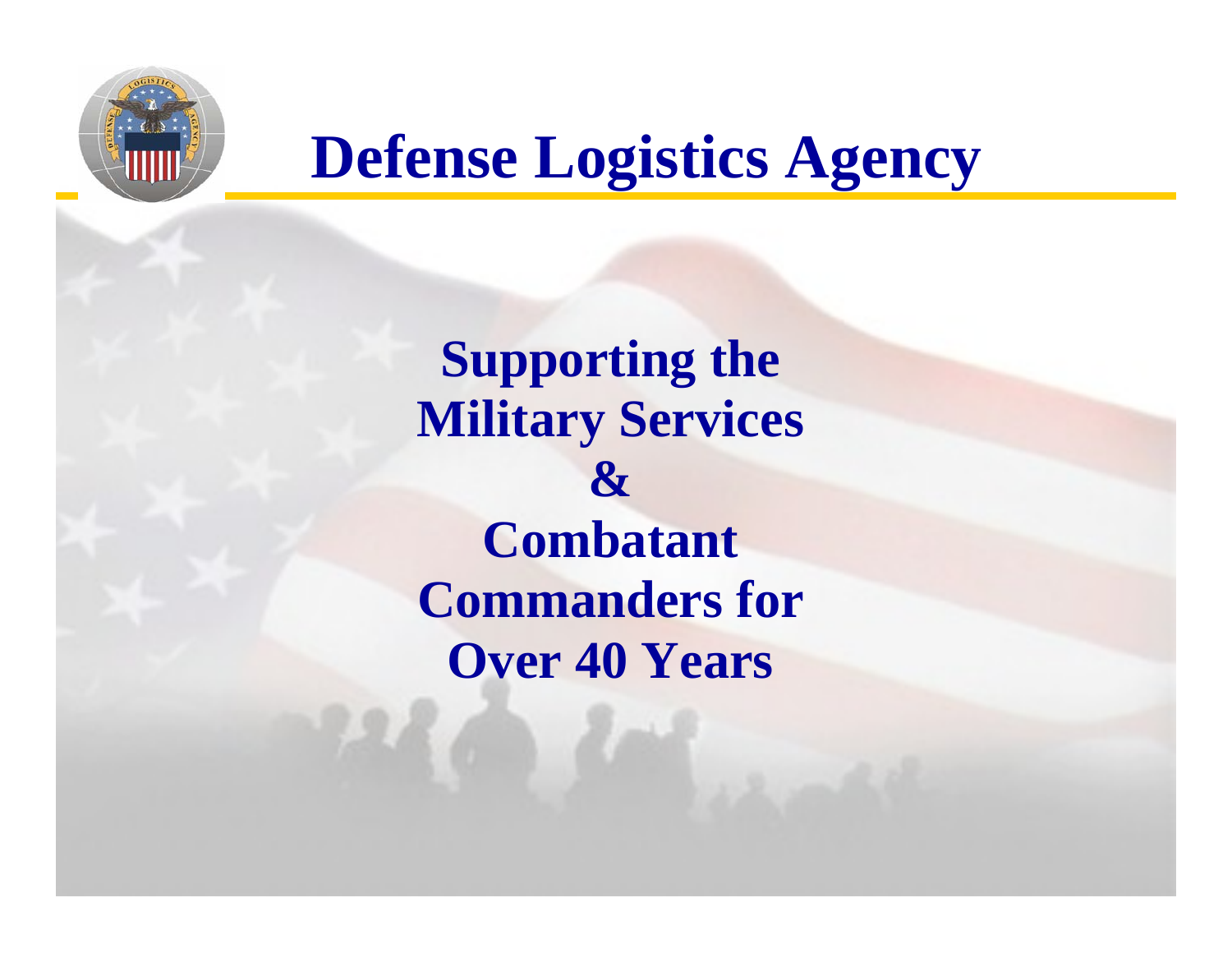# Defense Logistics Agency

**Supporting the Military Services & Combatant Commanders for Over 40 Years**